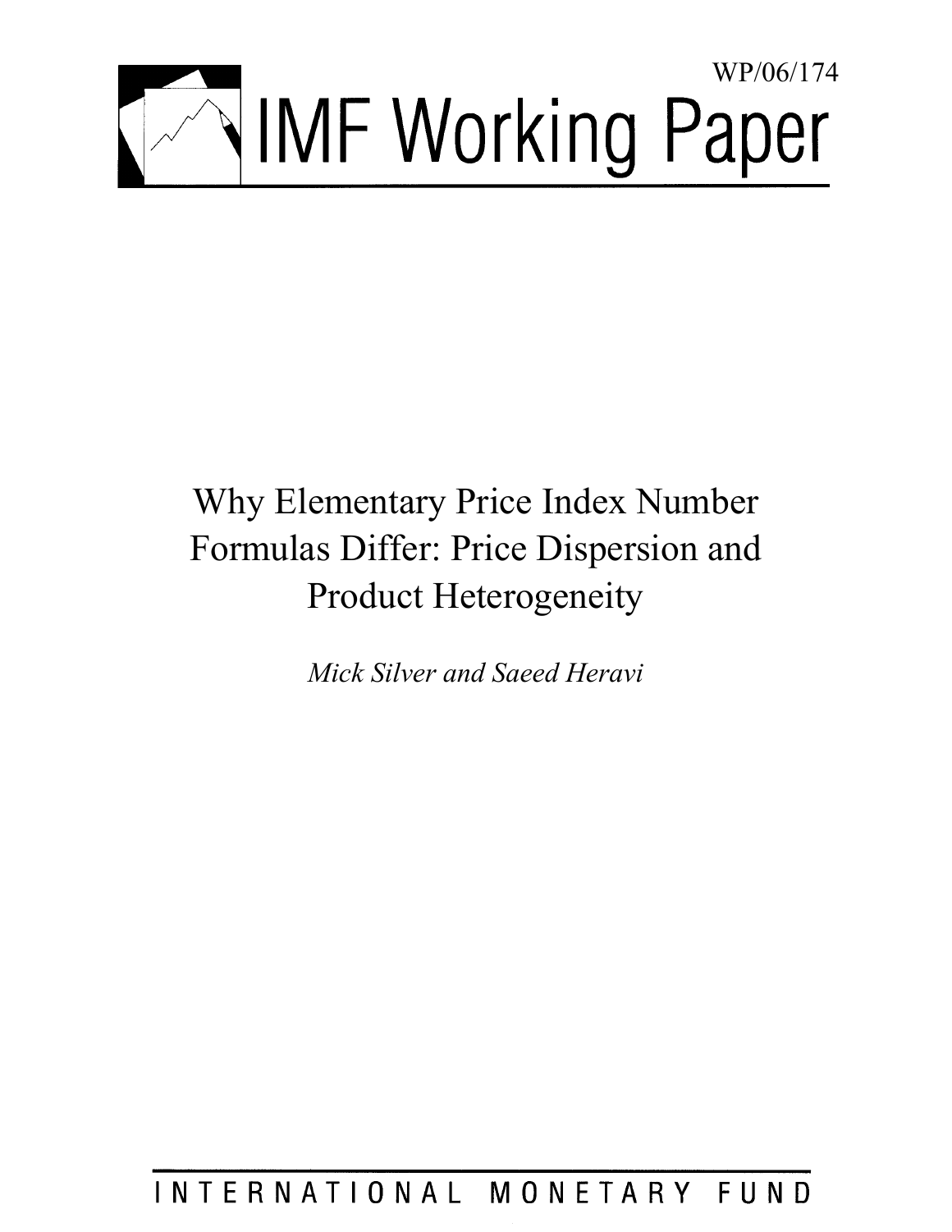WP/06/174

# IMF Working Paper

# Why Elementary Price Index Number Formulas Differ: Price Dispersion and Product Heterogeneity

*Mick Silver and Saeed Heravi*

INTERNATIONAL MONETARY FUND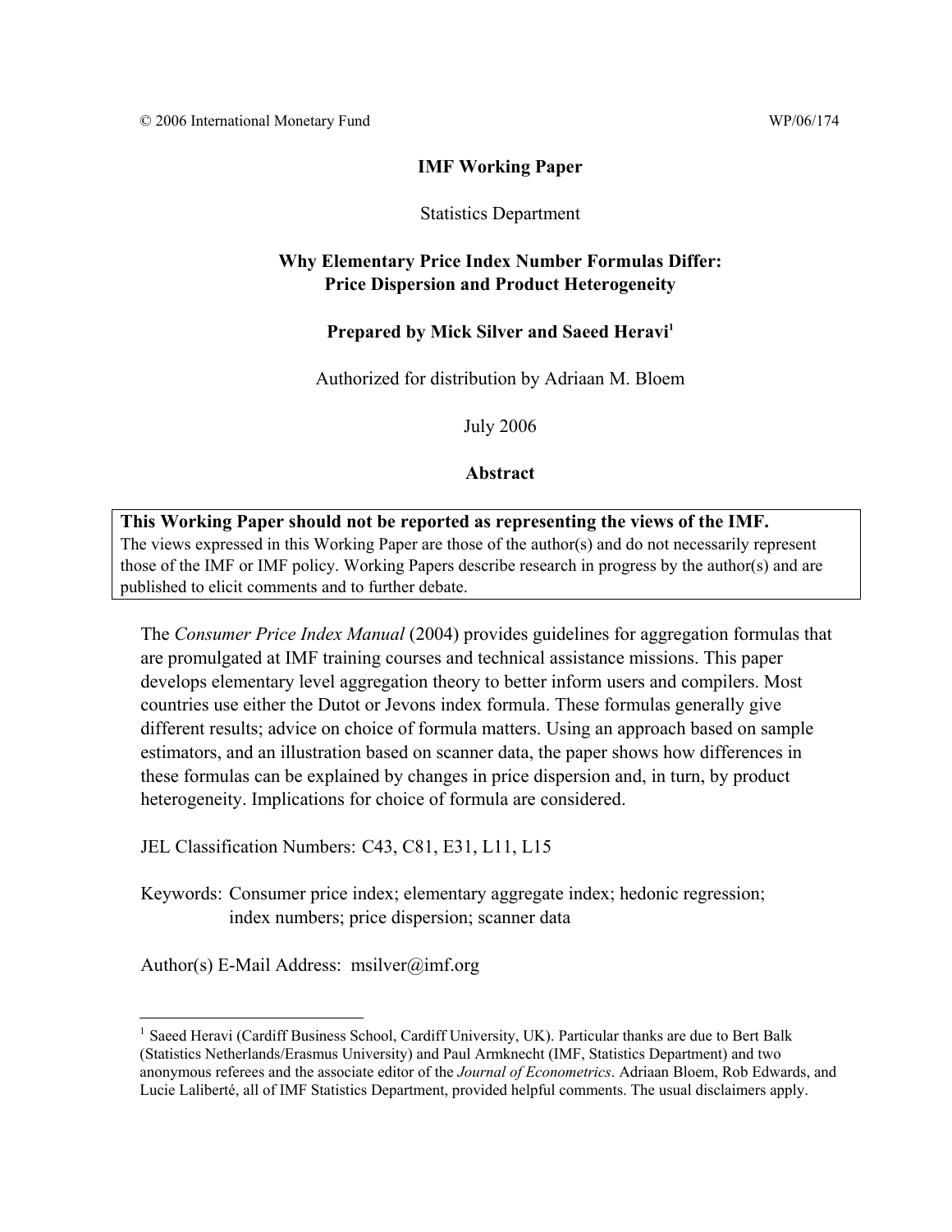© 2006 International Monetary Fund WP/06/174

**IMF Working Paper**

Statistics Department

**Why Elementary Price Index Number Formulas Differ: Price Dispersion and Product Heterogeneity**

**Prepared by Mick Silver and Saeed Heravi[1]**

Authorized for distribution by Adriaan M. Bloem

July 2006

**Abstract**

**This Working Paper should not be reported as representing the views of the IMF.**
The views expressed in this Working Paper are those of the author(s) and do not necessarily represent those of the IMF or IMF policy. Working Papers describe research in progress by the author(s) and are published to elicit comments and to further debate.

The *Consumer Price Index Manual* (2004) provides guidelines for aggregation formulas that are promulgated at IMF training courses and technical assistance missions. This paper develops elementary level aggregation theory to better inform users and compilers. Most countries use either the Dutot or Jevons index formula. These formulas generally give different results; advice on choice of formula matters. Using an approach based on sample estimators, and an illustration based on scanner data, the paper shows how differences in these formulas can be explained by changes in price dispersion and, in turn, by product heterogeneity. Implications for choice of formula are considered.

JEL Classification Numbers: C43, C81, E31, L11, L15

Keywords: Consumer price index; elementary aggregate index; hedonic regression; index numbers; price dispersion; scanner data

Author(s) E-Mail Address: msilver@imf.org

[1] Saeed Heravi (Cardiff Business School, Cardiff University, UK). Particular thanks are due to Bert Balk (Statistics Netherlands/Erasmus University) and Paul Armknecht (IMF, Statistics Department) and two anonymous referees and the associate editor of the *Journal of Econometrics*. Adriaan Bloem, Rob Edwards, and Lucie Laliberté, all of IMF Statistics Department, provided helpful comments. The usual disclaimers apply.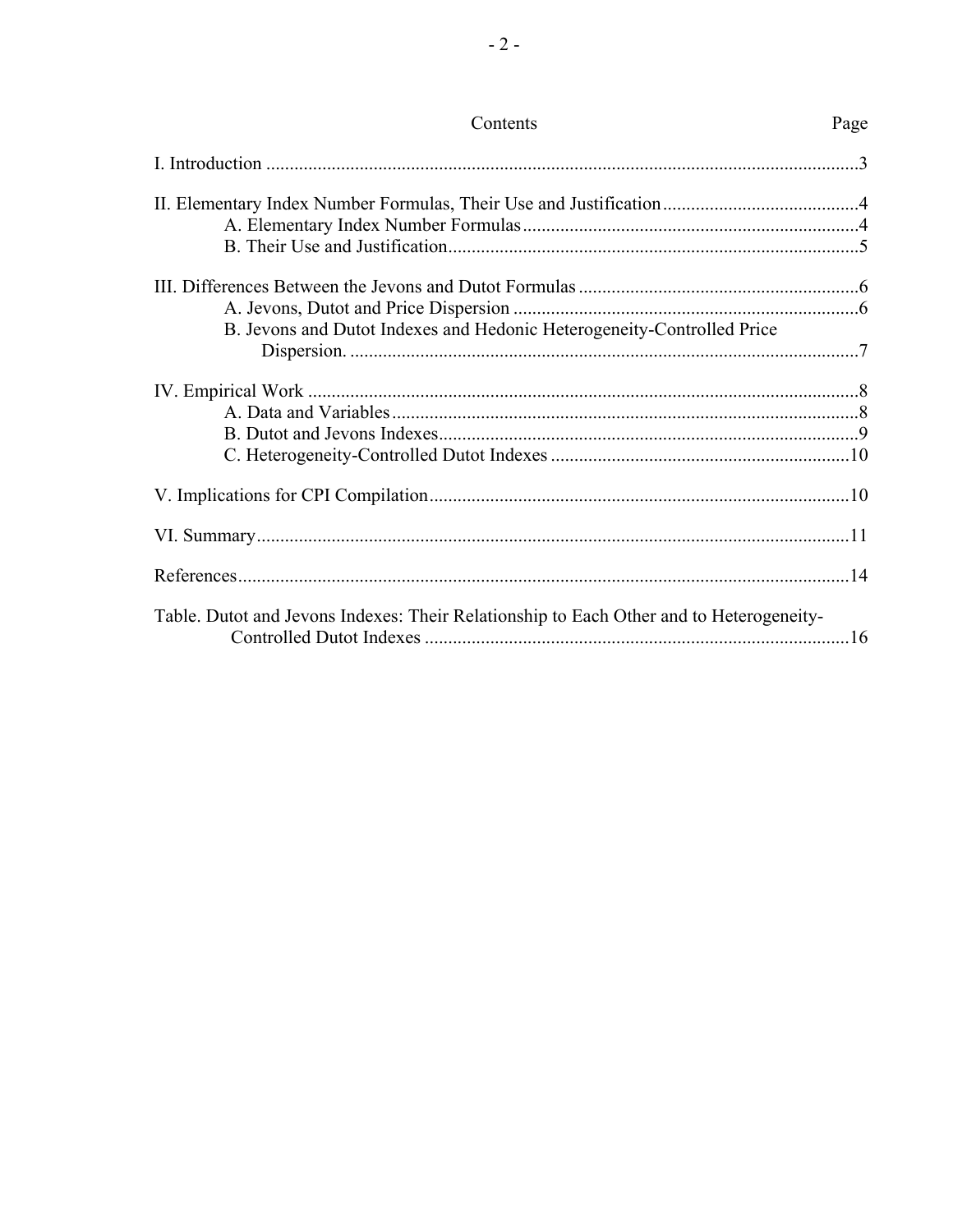Contents

| | Page |
|---|---|
| I. Introduction | 3 |
| II. Elementary Index Number Formulas, Their Use and Justification | 4 |
| A. Elementary Index Number Formulas | 4 |
| B. Their Use and Justification | 5 |
| III. Differences Between the Jevons and Dutot Formulas | 6 |
| A. Jevons, Dutot and Price Dispersion | 6 |
| B. Jevons and Dutot Indexes and Hedonic Heterogeneity-Controlled Price Dispersion. | 7 |
| IV. Empirical Work | 8 |
| A. Data and Variables | 8 |
| B. Dutot and Jevons Indexes | 9 |
| C. Heterogeneity-Controlled Dutot Indexes | 10 |
| V. Implications for CPI Compilation | 10 |
| VI. Summary | 11 |
| References | 14 |
| Table. Dutot and Jevons Indexes: Their Relationship to Each Other and to Heterogeneity-Controlled Dutot Indexes | 16 |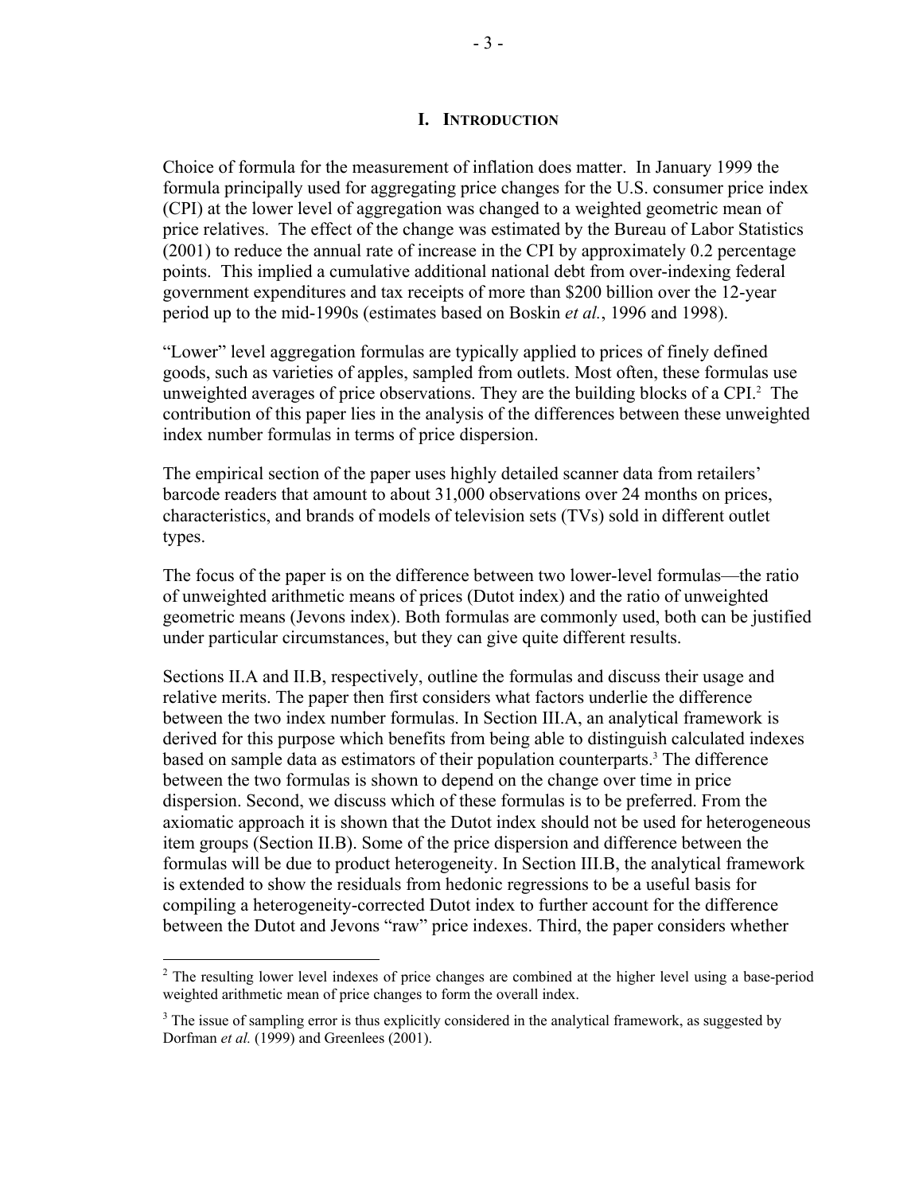## I. INTRODUCTION

Choice of formula for the measurement of inflation does matter. In January 1999 the formula principally used for aggregating price changes for the U.S. consumer price index (CPI) at the lower level of aggregation was changed to a weighted geometric mean of price relatives. The effect of the change was estimated by the Bureau of Labor Statistics (2001) to reduce the annual rate of increase in the CPI by approximately 0.2 percentage points. This implied a cumulative additional national debt from over-indexing federal government expenditures and tax receipts of more than $200 billion over the 12-year period up to the mid-1990s (estimates based on Boskin *et al.*, 1996 and 1998).

"Lower" level aggregation formulas are typically applied to prices of finely defined goods, such as varieties of apples, sampled from outlets. Most often, these formulas use unweighted averages of price observations. They are the building blocks of a CPI.[2] The contribution of this paper lies in the analysis of the differences between these unweighted index number formulas in terms of price dispersion.

The empirical section of the paper uses highly detailed scanner data from retailers' barcode readers that amount to about 31,000 observations over 24 months on prices, characteristics, and brands of models of television sets (TVs) sold in different outlet types.

The focus of the paper is on the difference between two lower-level formulas—the ratio of unweighted arithmetic means of prices (Dutot index) and the ratio of unweighted geometric means (Jevons index). Both formulas are commonly used, both can be justified under particular circumstances, but they can give quite different results.

Sections II.A and II.B, respectively, outline the formulas and discuss their usage and relative merits. The paper then first considers what factors underlie the difference between the two index number formulas. In Section III.A, an analytical framework is derived for this purpose which benefits from being able to distinguish calculated indexes based on sample data as estimators of their population counterparts.[3] The difference between the two formulas is shown to depend on the change over time in price dispersion. Second, we discuss which of these formulas is to be preferred. From the axiomatic approach it is shown that the Dutot index should not be used for heterogeneous item groups (Section II.B). Some of the price dispersion and difference between the formulas will be due to product heterogeneity. In Section III.B, the analytical framework is extended to show the residuals from hedonic regressions to be a useful basis for compiling a heterogeneity-corrected Dutot index to further account for the difference between the Dutot and Jevons "raw" price indexes. Third, the paper considers whether

---

[2] The resulting lower level indexes of price changes are combined at the higher level using a base-period weighted arithmetic mean of price changes to form the overall index.

[3] The issue of sampling error is thus explicitly considered in the analytical framework, as suggested by Dorfman *et al.* (1999) and Greenlees (2001).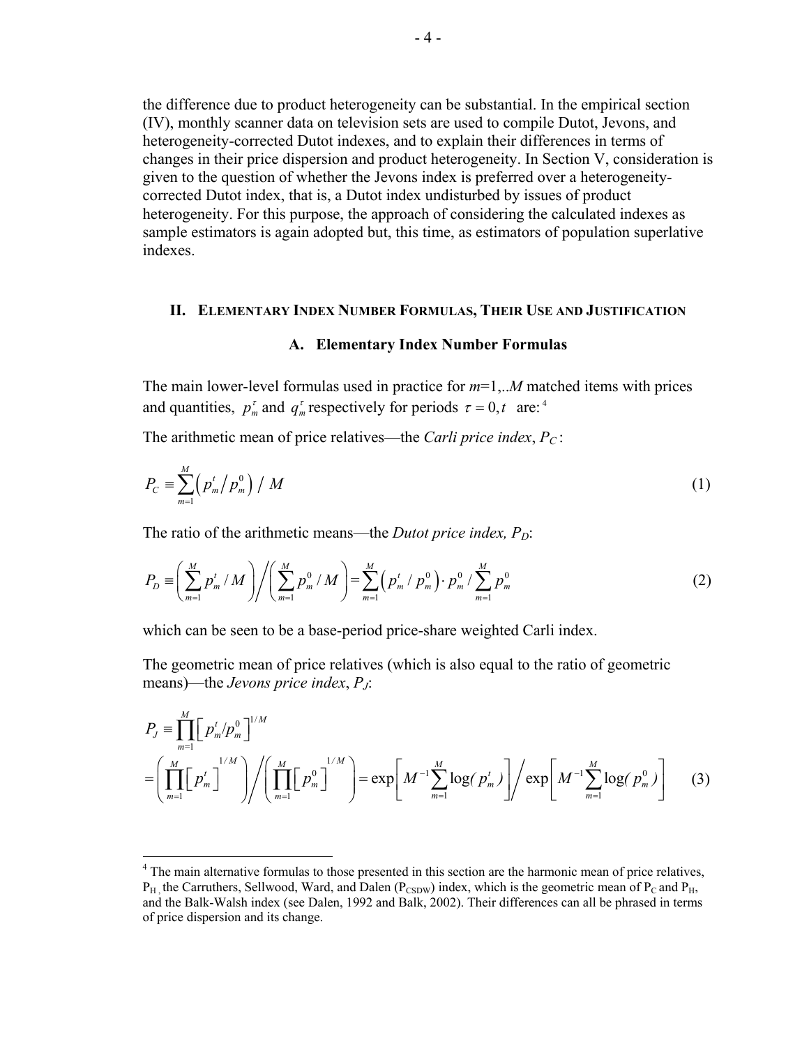the difference due to product heterogeneity can be substantial. In the empirical section (IV), monthly scanner data on television sets are used to compile Dutot, Jevons, and heterogeneity-corrected Dutot indexes, and to explain their differences in terms of changes in their price dispersion and product heterogeneity. In Section V, consideration is given to the question of whether the Jevons index is preferred over a heterogeneity-corrected Dutot index, that is, a Dutot index undisturbed by issues of product heterogeneity. For this purpose, the approach of considering the calculated indexes as sample estimators is again adopted but, this time, as estimators of population superlative indexes.

## II. Elementary Index Number Formulas, Their Use and Justification

### A. Elementary Index Number Formulas

The main lower-level formulas used in practice for $m$=1,..$M$ matched items with prices and quantities, $p_m^\tau$ and $q_m^\tau$ respectively for periods $\tau = 0, t$ are:[4]

The arithmetic mean of price relatives—the *Carli price index*, $P_C$:

$$P_C \equiv \sum_{m=1}^{M} \left( p_m^t / p_m^0 \right) / M \tag{1}$$

The ratio of the arithmetic means—the *Dutot price index, $P_D$*:

$$P_D \equiv \left( \sum_{m=1}^{M} p_m^t / M \right) \Big/ \left( \sum_{m=1}^{M} p_m^0 / M \right) = \sum_{m=1}^{M} \left( p_m^t / p_m^0 \right) \cdot p_m^0 / \sum_{m=1}^{M} p_m^0 \tag{2}$$

which can be seen to be a base-period price-share weighted Carli index.

The geometric mean of price relatives (which is also equal to the ratio of geometric means)—the *Jevons price index*, $P_J$:

$$\begin{aligned} P_J &\equiv \prod_{m=1}^{M} \left[ p_m^t / p_m^0 \right]^{1/M} \\ &= \left( \prod_{m=1}^{M} \left[ p_m^t \right]^{1/M} \right) \Big/ \left( \prod_{m=1}^{M} \left[ p_m^0 \right]^{1/M} \right) = \exp\left[ M^{-1} \sum_{m=1}^{M} \log( p_m^t ) \right] \Big/ \exp\left[ M^{-1} \sum_{m=1}^{M} \log( p_m^0 ) \right] \end{aligned} \tag{3}$$

---

[4] The main alternative formulas to those presented in this section are the harmonic mean of price relatives, $P_H$, the Carruthers, Sellwood, Ward, and Dalen ($P_{CSDW}$) index, which is the geometric mean of $P_C$ and $P_H$, and the Balk-Walsh index (see Dalen, 1992 and Balk, 2002). Their differences can all be phrased in terms of price dispersion and its change.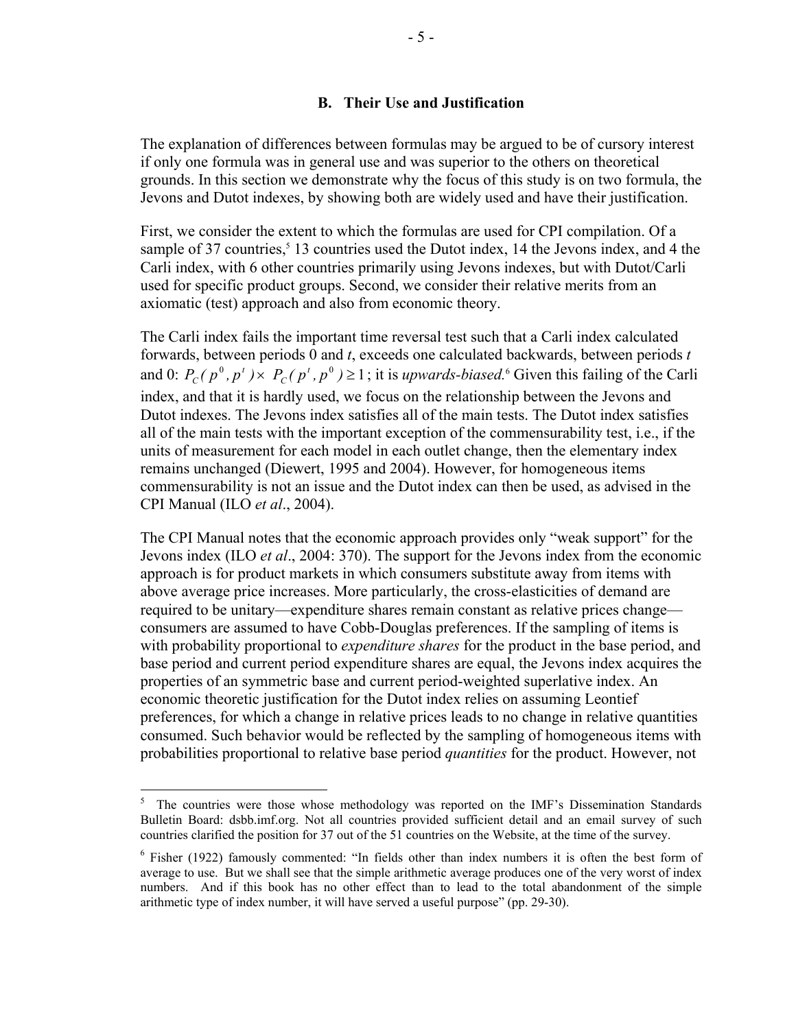### B. Their Use and Justification

The explanation of differences between formulas may be argued to be of cursory interest if only one formula was in general use and was superior to the others on theoretical grounds. In this section we demonstrate why the focus of this study is on two formula, the Jevons and Dutot indexes, by showing both are widely used and have their justification.

First, we consider the extent to which the formulas are used for CPI compilation. Of a sample of 37 countries,[5] 13 countries used the Dutot index, 14 the Jevons index, and 4 the Carli index, with 6 other countries primarily using Jevons indexes, but with Dutot/Carli used for specific product groups. Second, we consider their relative merits from an axiomatic (test) approach and also from economic theory.

The Carli index fails the important time reversal test such that a Carli index calculated forwards, between periods 0 and $t$, exceeds one calculated backwards, between periods $t$ and 0: $P_C(p^0, p^t) \times P_C(p^t, p^0) \geq 1$; it is *upwards-biased*.[6] Given this failing of the Carli index, and that it is hardly used, we focus on the relationship between the Jevons and Dutot indexes. The Jevons index satisfies all of the main tests. The Dutot index satisfies all of the main tests with the important exception of the commensurability test, i.e., if the units of measurement for each model in each outlet change, then the elementary index remains unchanged (Diewert, 1995 and 2004). However, for homogeneous items commensurability is not an issue and the Dutot index can then be used, as advised in the CPI Manual (ILO *et al*., 2004).

The CPI Manual notes that the economic approach provides only "weak support" for the Jevons index (ILO *et al*., 2004: 370). The support for the Jevons index from the economic approach is for product markets in which consumers substitute away from items with above average price increases. More particularly, the cross-elasticities of demand are required to be unitary—expenditure shares remain constant as relative prices change—consumers are assumed to have Cobb-Douglas preferences. If the sampling of items is with probability proportional to *expenditure shares* for the product in the base period, and base period and current period expenditure shares are equal, the Jevons index acquires the properties of an symmetric base and current period-weighted superlative index. An economic theoretic justification for the Dutot index relies on assuming Leontief preferences, for which a change in relative prices leads to no change in relative quantities consumed. Such behavior would be reflected by the sampling of homogeneous items with probabilities proportional to relative base period *quantities* for the product. However, not

---

[5] The countries were those whose methodology was reported on the IMF's Dissemination Standards Bulletin Board: dsbb.imf.org. Not all countries provided sufficient detail and an email survey of such countries clarified the position for 37 out of the 51 countries on the Website, at the time of the survey.

[6] Fisher (1922) famously commented: "In fields other than index numbers it is often the best form of average to use. But we shall see that the simple arithmetic average produces one of the very worst of index numbers. And if this book has no other effect than to lead to the total abandonment of the simple arithmetic type of index number, it will have served a useful purpose" (pp. 29-30).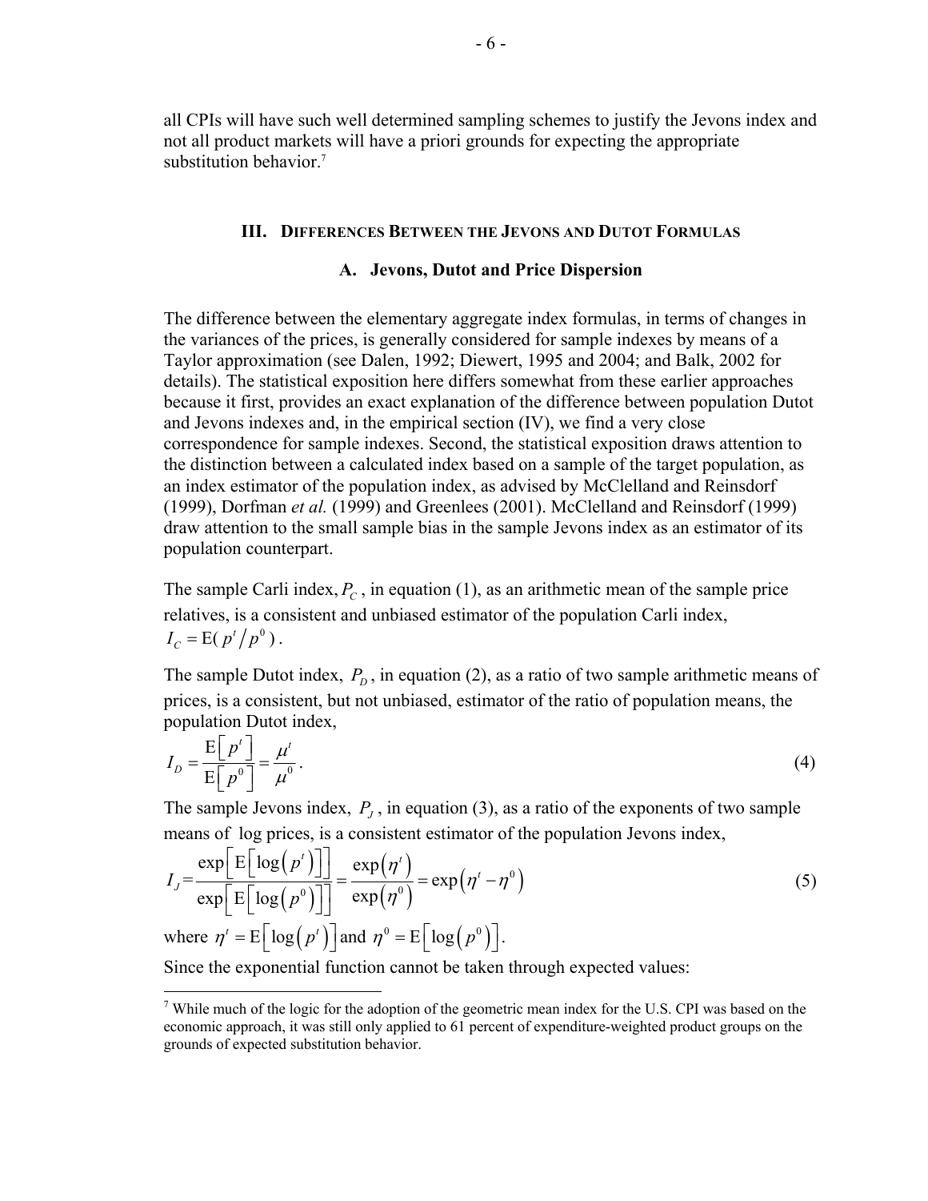all CPIs will have such well determined sampling schemes to justify the Jevons index and not all product markets will have a priori grounds for expecting the appropriate substitution behavior.[7]

## III. Differences Between the Jevons and Dutot Formulas

### A. Jevons, Dutot and Price Dispersion

The difference between the elementary aggregate index formulas, in terms of changes in the variances of the prices, is generally considered for sample indexes by means of a Taylor approximation (see Dalen, 1992; Diewert, 1995 and 2004; and Balk, 2002 for details). The statistical exposition here differs somewhat from these earlier approaches because it first, provides an exact explanation of the difference between population Dutot and Jevons indexes and, in the empirical section (IV), we find a very close correspondence for sample indexes. Second, the statistical exposition draws attention to the distinction between a calculated index based on a sample of the target population, as an index estimator of the population index, as advised by McClelland and Reinsdorf (1999), Dorfman *et al.* (1999) and Greenlees (2001). McClelland and Reinsdorf (1999) draw attention to the small sample bias in the sample Jevons index as an estimator of its population counterpart.

The sample Carli index, $P_C$, in equation (1), as an arithmetic mean of the sample price relatives, is a consistent and unbiased estimator of the population Carli index, $I_C = \mathrm{E}(p^t / p^0)$.

The sample Dutot index, $P_D$, in equation (2), as a ratio of two sample arithmetic means of prices, is a consistent, but not unbiased, estimator of the ratio of population means, the population Dutot index,

$$I_D = \frac{\mathrm{E}\left[p^t\right]}{\mathrm{E}\left[p^0\right]} = \frac{\mu^t}{\mu^0}. \tag{4}$$

The sample Jevons index, $P_J$, in equation (3), as a ratio of the exponents of two sample means of log prices, is a consistent estimator of the population Jevons index,

$$I_J = \frac{\exp\left[\mathrm{E}\left[\log\left(p^t\right)\right]\right]}{\exp\left[\mathrm{E}\left[\log\left(p^0\right)\right]\right]} = \frac{\exp\left(\eta^t\right)}{\exp\left(\eta^0\right)} = \exp\left(\eta^t - \eta^0\right) \tag{5}$$

where $\eta^t = \mathrm{E}\left[\log\left(p^t\right)\right]$ and $\eta^0 = \mathrm{E}\left[\log\left(p^0\right)\right]$.

Since the exponential function cannot be taken through expected values:

[7] While much of the logic for the adoption of the geometric mean index for the U.S. CPI was based on the economic approach, it was still only applied to 61 percent of expenditure-weighted product groups on the grounds of expected substitution behavior.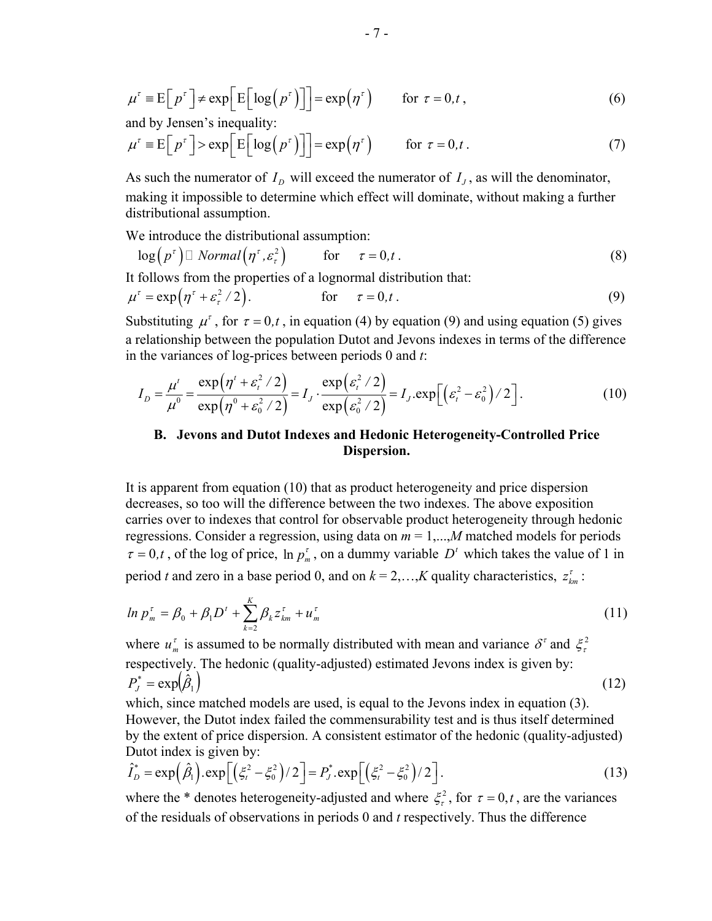$$\mu^{\tau} \equiv \mathrm{E}\left[p^{\tau}\right] \neq \exp\left[\mathrm{E}\left[\log\left(p^{\tau}\right)\right]\right] = \exp\left(\eta^{\tau}\right) \qquad \text{for } \tau = 0, t, \tag{6}$$

and by Jensen's inequality:

$$\mu^{\tau} \equiv \mathrm{E}\left[p^{\tau}\right] > \exp\left[\mathrm{E}\left[\log\left(p^{\tau}\right)\right]\right] = \exp\left(\eta^{\tau}\right) \qquad \text{for } \tau = 0, t. \tag{7}$$

As such the numerator of $I_D$ will exceed the numerator of $I_J$, as will the denominator, making it impossible to determine which effect will dominate, without making a further distributional assumption.

We introduce the distributional assumption:

$$\log\left(p^{\tau}\right) \sim Normal\left(\eta^{\tau}, \varepsilon_{\tau}^{2}\right) \qquad \text{for} \quad \tau = 0, t. \tag{8}$$

It follows from the properties of a lognormal distribution that:

$$\mu^{\tau} = \exp\left(\eta^{\tau} + \varepsilon_{\tau}^{2}/2\right). \qquad \text{for} \quad \tau = 0, t. \tag{9}$$

Substituting $\mu^{\tau}$, for $\tau = 0, t$, in equation (4) by equation (9) and using equation (5) gives a relationship between the population Dutot and Jevons indexes in terms of the difference in the variances of log-prices between periods 0 and $t$:

$$I_D = \frac{\mu^{t}}{\mu^{0}} = \frac{\exp\left(\eta^{t} + \varepsilon_{t}^{2}/2\right)}{\exp\left(\eta^{0} + \varepsilon_{0}^{2}/2\right)} = I_J \cdot \frac{\exp\left(\varepsilon_{t}^{2}/2\right)}{\exp\left(\varepsilon_{0}^{2}/2\right)} = I_J . \exp\left[\left(\varepsilon_{t}^{2} - \varepsilon_{0}^{2}\right)/2\right]. \tag{10}$$

## B. Jevons and Dutot Indexes and Hedonic Heterogeneity-Controlled Price Dispersion.

It is apparent from equation (10) that as product heterogeneity and price dispersion decreases, so too will the difference between the two indexes. The above exposition carries over to indexes that control for observable product heterogeneity through hedonic regressions. Consider a regression, using data on $m = 1,...,M$ matched models for periods $\tau = 0, t$, of the log of price, $\ln p_m^{\tau}$, on a dummy variable $D^{t}$ which takes the value of 1 in period $t$ and zero in a base period 0, and on $k = 2,\ldots,K$ quality characteristics, $z_{km}^{\tau}$:

$$ln\, p_m^{\tau} = \beta_0 + \beta_1 D^{t} + \sum_{k=2}^{K} \beta_k z_{km}^{\tau} + u_m^{\tau} \tag{11}$$

where $u_m^{\tau}$ is assumed to be normally distributed with mean and variance $\delta^{\tau}$ and $\xi_{\tau}^{2}$ respectively. The hedonic (quality-adjusted) estimated Jevons index is given by:

$$P_J^{*} = \exp\left(\hat{\beta}_1\right) \tag{12}$$

which, since matched models are used, is equal to the Jevons index in equation (3). However, the Dutot index failed the commensurability test and is thus itself determined by the extent of price dispersion. A consistent estimator of the hedonic (quality-adjusted) Dutot index is given by:

$$\hat{I}_D^{*} = \exp\left(\hat{\beta}_1\right) . \exp\left[\left(\xi_t^{2} - \xi_0^{2}\right)/2\right] = P_J^{*} . \exp\left[\left(\xi_t^{2} - \xi_0^{2}\right)/2\right]. \tag{13}$$

where the * denotes heterogeneity-adjusted and where $\xi_{\tau}^{2}$, for $\tau = 0, t$, are the variances of the residuals of observations in periods 0 and $t$ respectively. Thus the difference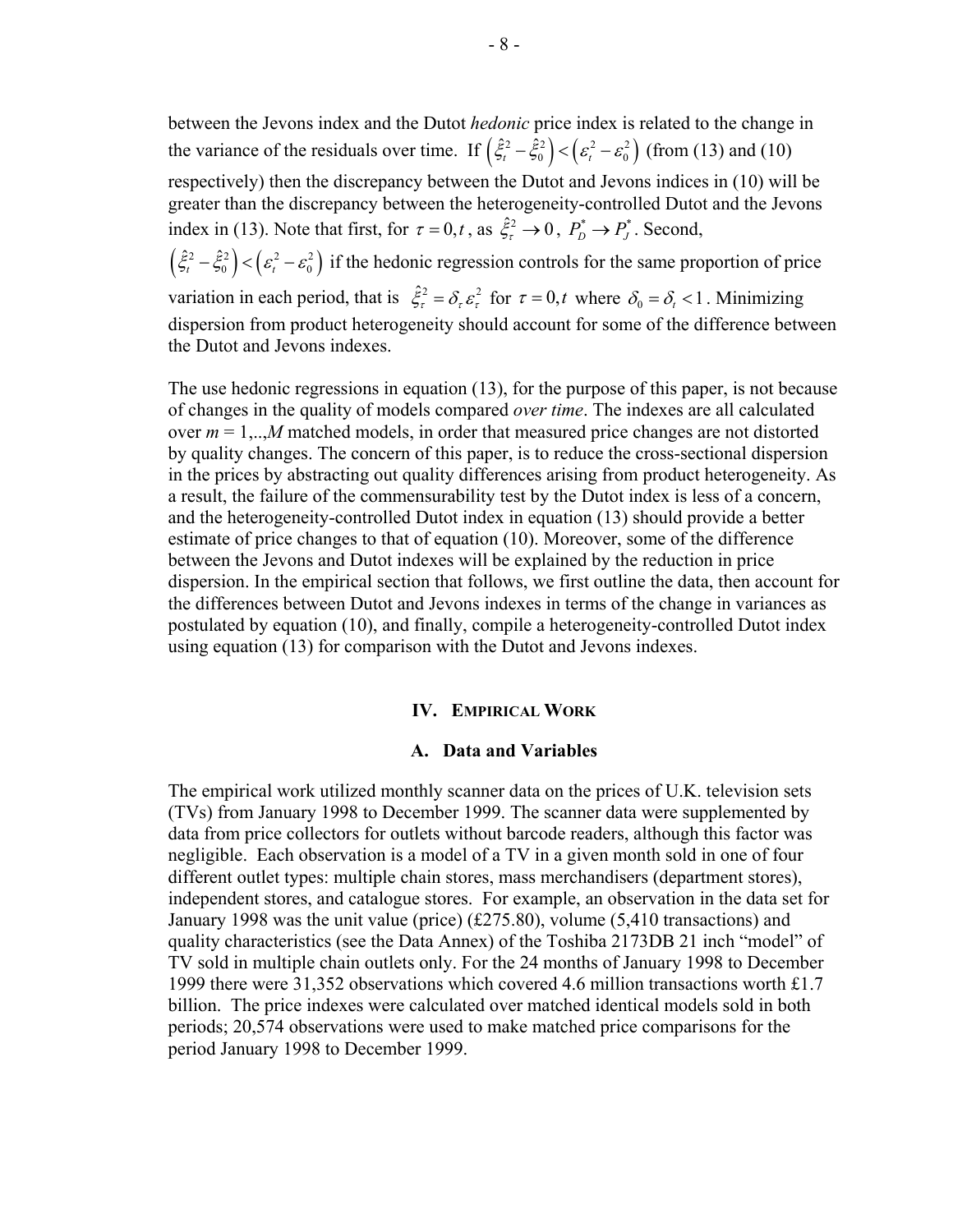between the Jevons index and the Dutot *hedonic* price index is related to the change in the variance of the residuals over time. If $\left(\hat{\xi}_t^2 - \hat{\xi}_0^2\right) < \left(\varepsilon_t^2 - \varepsilon_0^2\right)$ (from (13) and (10) respectively) then the discrepancy between the Dutot and Jevons indices in (10) will be greater than the discrepancy between the heterogeneity-controlled Dutot and the Jevons index in (13). Note that first, for $\tau = 0, t$, as $\hat{\xi}_\tau^2 \to 0$, $P_D^* \to P_J^*$. Second, $\left(\hat{\xi}_t^2 - \hat{\xi}_0^2\right) < \left(\varepsilon_t^2 - \varepsilon_0^2\right)$ if the hedonic regression controls for the same proportion of price variation in each period, that is $\hat{\xi}_\tau^2 = \delta_\tau \varepsilon_\tau^2$ for $\tau = 0, t$ where $\delta_0 = \delta_t < 1$. Minimizing dispersion from product heterogeneity should account for some of the difference between the Dutot and Jevons indexes.

The use hedonic regressions in equation (13), for the purpose of this paper, is not because of changes in the quality of models compared *over time*. The indexes are all calculated over *m* = 1,..,*M* matched models, in order that measured price changes are not distorted by quality changes. The concern of this paper, is to reduce the cross-sectional dispersion in the prices by abstracting out quality differences arising from product heterogeneity. As a result, the failure of the commensurability test by the Dutot index is less of a concern, and the heterogeneity-controlled Dutot index in equation (13) should provide a better estimate of price changes to that of equation (10). Moreover, some of the difference between the Jevons and Dutot indexes will be explained by the reduction in price dispersion. In the empirical section that follows, we first outline the data, then account for the differences between Dutot and Jevons indexes in terms of the change in variances as postulated by equation (10), and finally, compile a heterogeneity-controlled Dutot index using equation (13) for comparison with the Dutot and Jevons indexes.

## IV. Empirical Work

### A. Data and Variables

The empirical work utilized monthly scanner data on the prices of U.K. television sets (TVs) from January 1998 to December 1999. The scanner data were supplemented by data from price collectors for outlets without barcode readers, although this factor was negligible. Each observation is a model of a TV in a given month sold in one of four different outlet types: multiple chain stores, mass merchandisers (department stores), independent stores, and catalogue stores. For example, an observation in the data set for January 1998 was the unit value (price) (£275.80), volume (5,410 transactions) and quality characteristics (see the Data Annex) of the Toshiba 2173DB 21 inch "model" of TV sold in multiple chain outlets only. For the 24 months of January 1998 to December 1999 there were 31,352 observations which covered 4.6 million transactions worth £1.7 billion. The price indexes were calculated over matched identical models sold in both periods; 20,574 observations were used to make matched price comparisons for the period January 1998 to December 1999.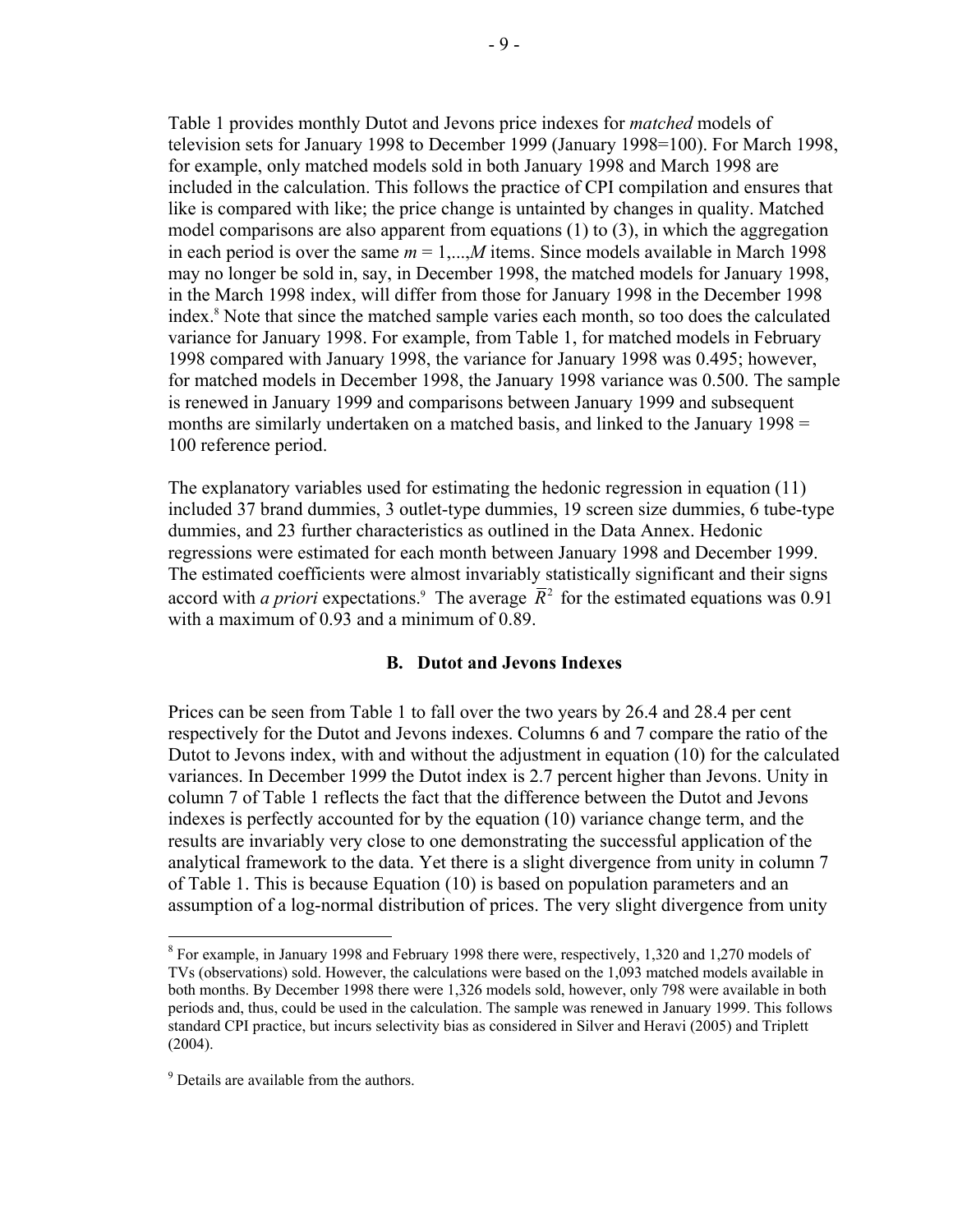Table 1 provides monthly Dutot and Jevons price indexes for *matched* models of television sets for January 1998 to December 1999 (January 1998=100). For March 1998, for example, only matched models sold in both January 1998 and March 1998 are included in the calculation. This follows the practice of CPI compilation and ensures that like is compared with like; the price change is untainted by changes in quality. Matched model comparisons are also apparent from equations (1) to (3), in which the aggregation in each period is over the same $m = 1,...,M$ items. Since models available in March 1998 may no longer be sold in, say, in December 1998, the matched models for January 1998, in the March 1998 index, will differ from those for January 1998 in the December 1998 index.[8] Note that since the matched sample varies each month, so too does the calculated variance for January 1998. For example, from Table 1, for matched models in February 1998 compared with January 1998, the variance for January 1998 was 0.495; however, for matched models in December 1998, the January 1998 variance was 0.500. The sample is renewed in January 1999 and comparisons between January 1999 and subsequent months are similarly undertaken on a matched basis, and linked to the January 1998 = 100 reference period.

The explanatory variables used for estimating the hedonic regression in equation (11) included 37 brand dummies, 3 outlet-type dummies, 19 screen size dummies, 6 tube-type dummies, and 23 further characteristics as outlined in the Data Annex. Hedonic regressions were estimated for each month between January 1998 and December 1999. The estimated coefficients were almost invariably statistically significant and their signs accord with *a priori* expectations.[9] The average $\bar{R}^2$ for the estimated equations was 0.91 with a maximum of 0.93 and a minimum of 0.89.

### B. Dutot and Jevons Indexes

Prices can be seen from Table 1 to fall over the two years by 26.4 and 28.4 per cent respectively for the Dutot and Jevons indexes. Columns 6 and 7 compare the ratio of the Dutot to Jevons index, with and without the adjustment in equation (10) for the calculated variances. In December 1999 the Dutot index is 2.7 percent higher than Jevons. Unity in column 7 of Table 1 reflects the fact that the difference between the Dutot and Jevons indexes is perfectly accounted for by the equation (10) variance change term, and the results are invariably very close to one demonstrating the successful application of the analytical framework to the data. Yet there is a slight divergence from unity in column 7 of Table 1. This is because Equation (10) is based on population parameters and an assumption of a log-normal distribution of prices. The very slight divergence from unity

---

[8] For example, in January 1998 and February 1998 there were, respectively, 1,320 and 1,270 models of TVs (observations) sold. However, the calculations were based on the 1,093 matched models available in both months. By December 1998 there were 1,326 models sold, however, only 798 were available in both periods and, thus, could be used in the calculation. The sample was renewed in January 1999. This follows standard CPI practice, but incurs selectivity bias as considered in Silver and Heravi (2005) and Triplett (2004).

[9] Details are available from the authors.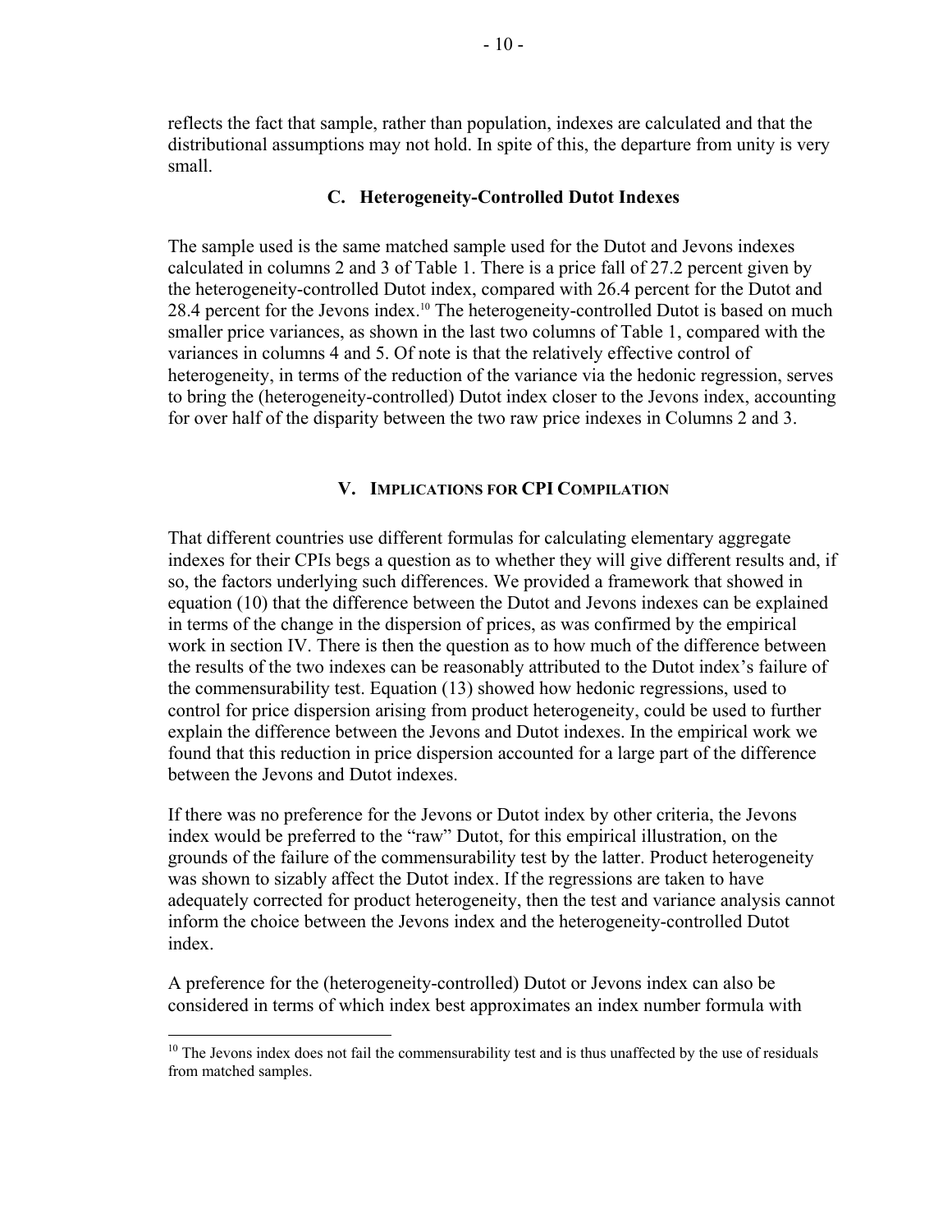reflects the fact that sample, rather than population, indexes are calculated and that the distributional assumptions may not hold. In spite of this, the departure from unity is very small.

### C. Heterogeneity-Controlled Dutot Indexes

The sample used is the same matched sample used for the Dutot and Jevons indexes calculated in columns 2 and 3 of Table 1. There is a price fall of 27.2 percent given by the heterogeneity-controlled Dutot index, compared with 26.4 percent for the Dutot and 28.4 percent for the Jevons index.[10] The heterogeneity-controlled Dutot is based on much smaller price variances, as shown in the last two columns of Table 1, compared with the variances in columns 4 and 5. Of note is that the relatively effective control of heterogeneity, in terms of the reduction of the variance via the hedonic regression, serves to bring the (heterogeneity-controlled) Dutot index closer to the Jevons index, accounting for over half of the disparity between the two raw price indexes in Columns 2 and 3.

## V. Implications for CPI Compilation

That different countries use different formulas for calculating elementary aggregate indexes for their CPIs begs a question as to whether they will give different results and, if so, the factors underlying such differences. We provided a framework that showed in equation (10) that the difference between the Dutot and Jevons indexes can be explained in terms of the change in the dispersion of prices, as was confirmed by the empirical work in section IV. There is then the question as to how much of the difference between the results of the two indexes can be reasonably attributed to the Dutot index's failure of the commensurability test. Equation (13) showed how hedonic regressions, used to control for price dispersion arising from product heterogeneity, could be used to further explain the difference between the Jevons and Dutot indexes. In the empirical work we found that this reduction in price dispersion accounted for a large part of the difference between the Jevons and Dutot indexes.

If there was no preference for the Jevons or Dutot index by other criteria, the Jevons index would be preferred to the "raw" Dutot, for this empirical illustration, on the grounds of the failure of the commensurability test by the latter. Product heterogeneity was shown to sizably affect the Dutot index. If the regressions are taken to have adequately corrected for product heterogeneity, then the test and variance analysis cannot inform the choice between the Jevons index and the heterogeneity-controlled Dutot index.

A preference for the (heterogeneity-controlled) Dutot or Jevons index can also be considered in terms of which index best approximates an index number formula with

[10] The Jevons index does not fail the commensurability test and is thus unaffected by the use of residuals from matched samples.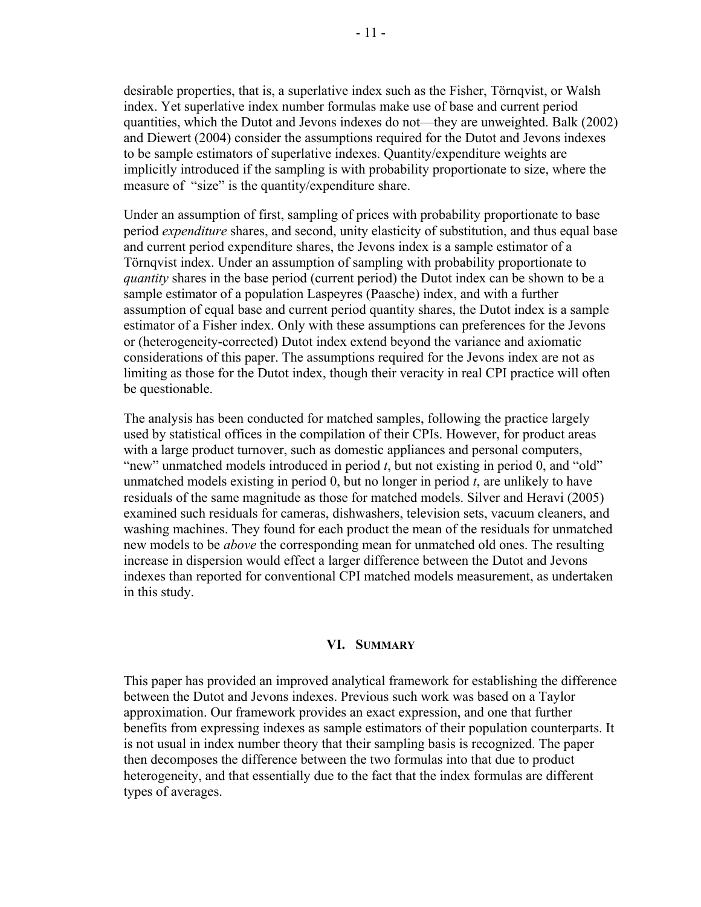desirable properties, that is, a superlative index such as the Fisher, Törnqvist, or Walsh index. Yet superlative index number formulas make use of base and current period quantities, which the Dutot and Jevons indexes do not—they are unweighted. Balk (2002) and Diewert (2004) consider the assumptions required for the Dutot and Jevons indexes to be sample estimators of superlative indexes. Quantity/expenditure weights are implicitly introduced if the sampling is with probability proportionate to size, where the measure of "size" is the quantity/expenditure share.

Under an assumption of first, sampling of prices with probability proportionate to base period *expenditure* shares, and second, unity elasticity of substitution, and thus equal base and current period expenditure shares, the Jevons index is a sample estimator of a Törnqvist index. Under an assumption of sampling with probability proportionate to *quantity* shares in the base period (current period) the Dutot index can be shown to be a sample estimator of a population Laspeyres (Paasche) index, and with a further assumption of equal base and current period quantity shares, the Dutot index is a sample estimator of a Fisher index. Only with these assumptions can preferences for the Jevons or (heterogeneity-corrected) Dutot index extend beyond the variance and axiomatic considerations of this paper. The assumptions required for the Jevons index are not as limiting as those for the Dutot index, though their veracity in real CPI practice will often be questionable.

The analysis has been conducted for matched samples, following the practice largely used by statistical offices in the compilation of their CPIs. However, for product areas with a large product turnover, such as domestic appliances and personal computers, "new" unmatched models introduced in period $t$, but not existing in period 0, and "old" unmatched models existing in period 0, but no longer in period $t$, are unlikely to have residuals of the same magnitude as those for matched models. Silver and Heravi (2005) examined such residuals for cameras, dishwashers, television sets, vacuum cleaners, and washing machines. They found for each product the mean of the residuals for unmatched new models to be *above* the corresponding mean for unmatched old ones. The resulting increase in dispersion would effect a larger difference between the Dutot and Jevons indexes than reported for conventional CPI matched models measurement, as undertaken in this study.

## VI. Summary

This paper has provided an improved analytical framework for establishing the difference between the Dutot and Jevons indexes. Previous such work was based on a Taylor approximation. Our framework provides an exact expression, and one that further benefits from expressing indexes as sample estimators of their population counterparts. It is not usual in index number theory that their sampling basis is recognized. The paper then decomposes the difference between the two formulas into that due to product heterogeneity, and that essentially due to the fact that the index formulas are different types of averages.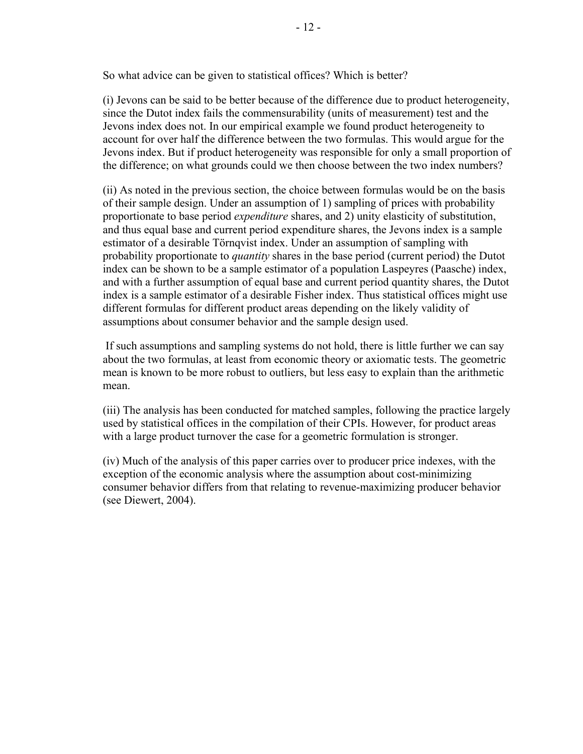So what advice can be given to statistical offices? Which is better?

(i) Jevons can be said to be better because of the difference due to product heterogeneity, since the Dutot index fails the commensurability (units of measurement) test and the Jevons index does not. In our empirical example we found product heterogeneity to account for over half the difference between the two formulas. This would argue for the Jevons index. But if product heterogeneity was responsible for only a small proportion of the difference; on what grounds could we then choose between the two index numbers?

(ii) As noted in the previous section, the choice between formulas would be on the basis of their sample design. Under an assumption of 1) sampling of prices with probability proportionate to base period *expenditure* shares, and 2) unity elasticity of substitution, and thus equal base and current period expenditure shares, the Jevons index is a sample estimator of a desirable Törnqvist index. Under an assumption of sampling with probability proportionate to *quantity* shares in the base period (current period) the Dutot index can be shown to be a sample estimator of a population Laspeyres (Paasche) index, and with a further assumption of equal base and current period quantity shares, the Dutot index is a sample estimator of a desirable Fisher index. Thus statistical offices might use different formulas for different product areas depending on the likely validity of assumptions about consumer behavior and the sample design used.

If such assumptions and sampling systems do not hold, there is little further we can say about the two formulas, at least from economic theory or axiomatic tests. The geometric mean is known to be more robust to outliers, but less easy to explain than the arithmetic mean.

(iii) The analysis has been conducted for matched samples, following the practice largely used by statistical offices in the compilation of their CPIs. However, for product areas with a large product turnover the case for a geometric formulation is stronger.

(iv) Much of the analysis of this paper carries over to producer price indexes, with the exception of the economic analysis where the assumption about cost-minimizing consumer behavior differs from that relating to revenue-maximizing producer behavior (see Diewert, 2004).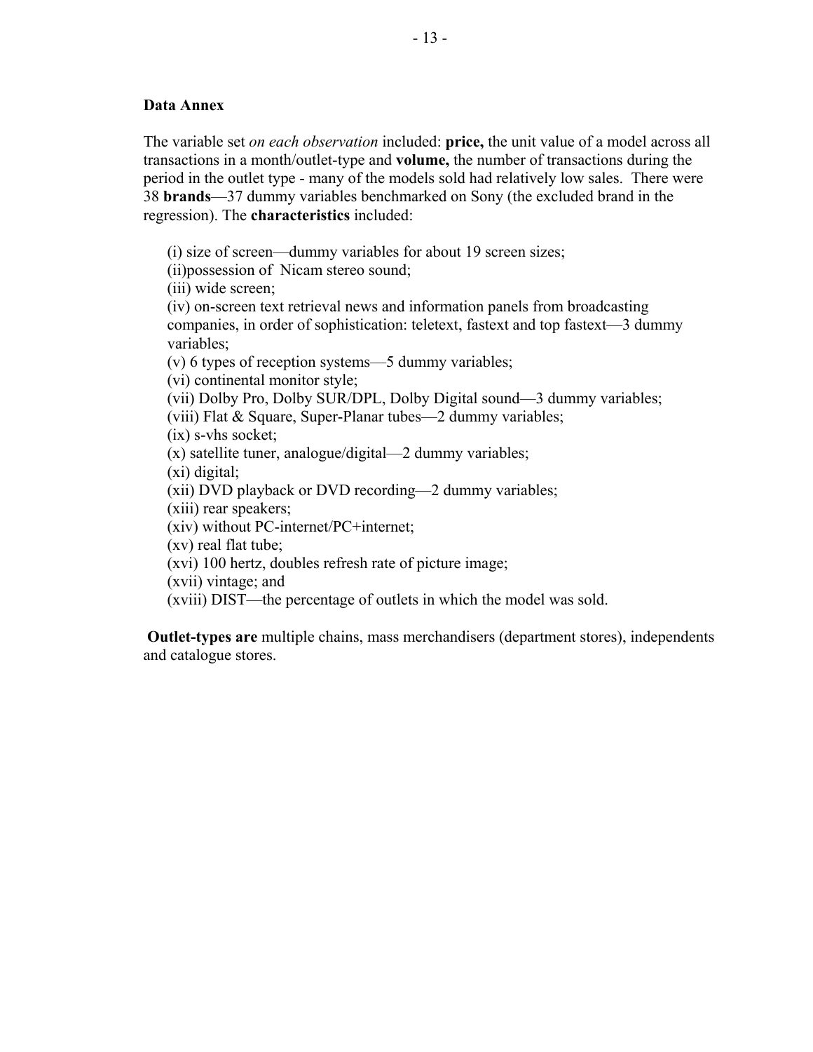### Data Annex

The variable set *on each observation* included: **price,** the unit value of a model across all transactions in a month/outlet-type and **volume,** the number of transactions during the period in the outlet type - many of the models sold had relatively low sales. There were 38 **brands**—37 dummy variables benchmarked on Sony (the excluded brand in the regression). The **characteristics** included:

(i) size of screen—dummy variables for about 19 screen sizes;
(ii)possession of Nicam stereo sound;
(iii) wide screen;
(iv) on-screen text retrieval news and information panels from broadcasting companies, in order of sophistication: teletext, fastext and top fastext—3 dummy variables;
(v) 6 types of reception systems—5 dummy variables;
(vi) continental monitor style;
(vii) Dolby Pro, Dolby SUR/DPL, Dolby Digital sound—3 dummy variables;
(viii) Flat & Square, Super-Planar tubes—2 dummy variables;
(ix) s-vhs socket;
(x) satellite tuner, analogue/digital—2 dummy variables;
(xi) digital;
(xii) DVD playback or DVD recording—2 dummy variables;
(xiii) rear speakers;
(xiv) without PC-internet/PC+internet;
(xv) real flat tube;
(xvi) 100 hertz, doubles refresh rate of picture image;
(xvii) vintage; and
(xviii) DIST—the percentage of outlets in which the model was sold.

**Outlet-types are** multiple chains, mass merchandisers (department stores), independents and catalogue stores.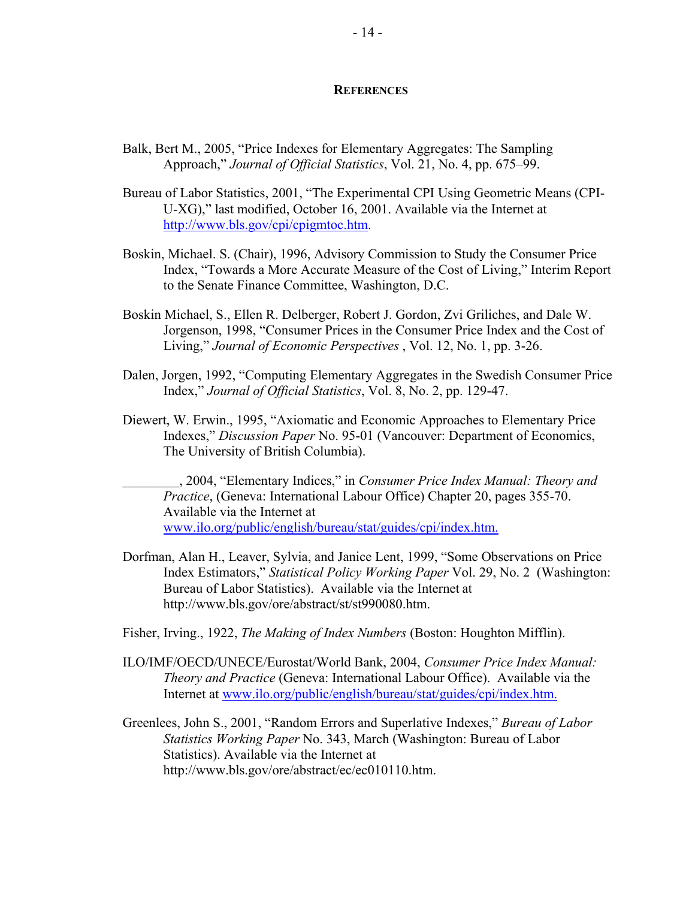## References

Balk, Bert M., 2005, "Price Indexes for Elementary Aggregates: The Sampling Approach," *Journal of Official Statistics*, Vol. 21, No. 4, pp. 675–99.

Bureau of Labor Statistics, 2001, "The Experimental CPI Using Geometric Means (CPI-U-XG)," last modified, October 16, 2001. Available via the Internet at http://www.bls.gov/cpi/cpigmtoc.htm.

Boskin, Michael. S. (Chair), 1996, Advisory Commission to Study the Consumer Price Index, "Towards a More Accurate Measure of the Cost of Living," Interim Report to the Senate Finance Committee, Washington, D.C.

Boskin Michael, S., Ellen R. Delberger, Robert J. Gordon, Zvi Griliches, and Dale W. Jorgenson, 1998, "Consumer Prices in the Consumer Price Index and the Cost of Living," *Journal of Economic Perspectives* , Vol. 12, No. 1, pp. 3-26.

Dalen, Jorgen, 1992, "Computing Elementary Aggregates in the Swedish Consumer Price Index," *Journal of Official Statistics*, Vol. 8, No. 2, pp. 129-47.

Diewert, W. Erwin., 1995, "Axiomatic and Economic Approaches to Elementary Price Indexes," *Discussion Paper* No. 95-01 (Vancouver: Department of Economics, The University of British Columbia).

________, 2004, "Elementary Indices," in *Consumer Price Index Manual: Theory and Practice*, (Geneva: International Labour Office) Chapter 20, pages 355-70. Available via the Internet at www.ilo.org/public/english/bureau/stat/guides/cpi/index.htm.

Dorfman, Alan H., Leaver, Sylvia, and Janice Lent, 1999, "Some Observations on Price Index Estimators," *Statistical Policy Working Paper* Vol. 29, No. 2 (Washington: Bureau of Labor Statistics). Available via the Internet at http://www.bls.gov/ore/abstract/st/st990080.htm.

Fisher, Irving., 1922, *The Making of Index Numbers* (Boston: Houghton Mifflin).

ILO/IMF/OECD/UNECE/Eurostat/World Bank, 2004, *Consumer Price Index Manual: Theory and Practice* (Geneva: International Labour Office). Available via the Internet at www.ilo.org/public/english/bureau/stat/guides/cpi/index.htm.

Greenlees, John S., 2001, "Random Errors and Superlative Indexes," *Bureau of Labor Statistics Working Paper* No. 343, March (Washington: Bureau of Labor Statistics). Available via the Internet at http://www.bls.gov/ore/abstract/ec/ec010110.htm.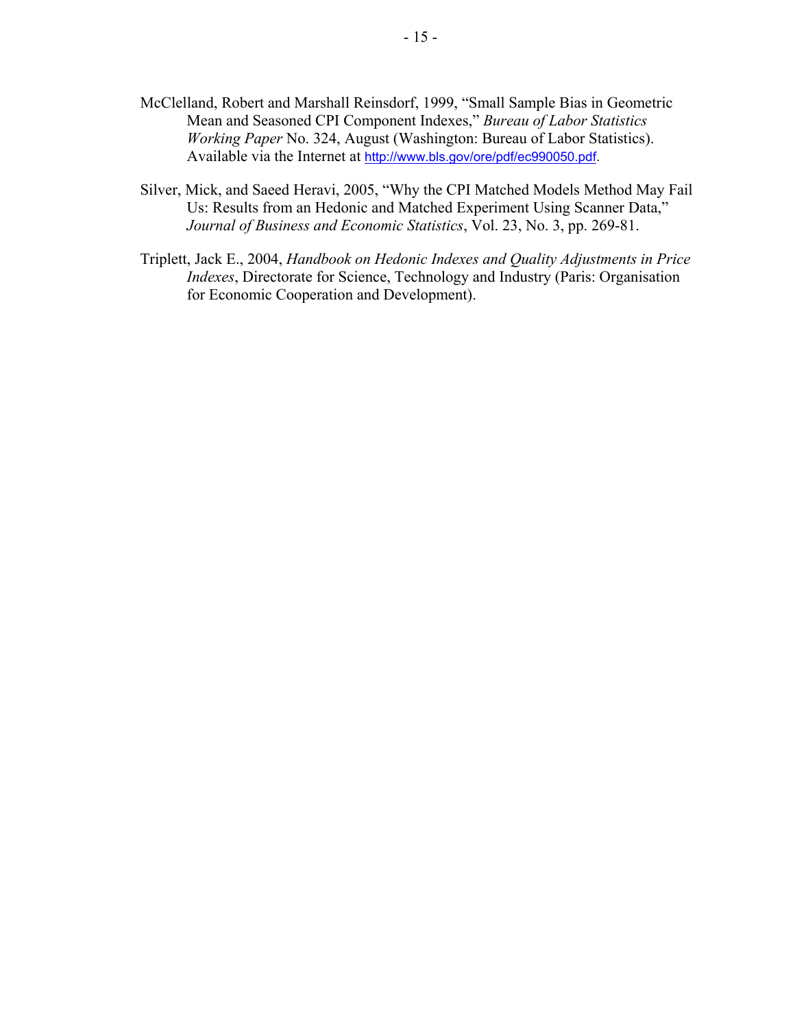McClelland, Robert and Marshall Reinsdorf, 1999, "Small Sample Bias in Geometric Mean and Seasoned CPI Component Indexes," *Bureau of Labor Statistics Working Paper* No. 324, August (Washington: Bureau of Labor Statistics). Available via the Internet at http://www.bls.gov/ore/pdf/ec990050.pdf.

Silver, Mick, and Saeed Heravi, 2005, "Why the CPI Matched Models Method May Fail Us: Results from an Hedonic and Matched Experiment Using Scanner Data," *Journal of Business and Economic Statistics*, Vol. 23, No. 3, pp. 269-81.

Triplett, Jack E., 2004, *Handbook on Hedonic Indexes and Quality Adjustments in Price Indexes*, Directorate for Science, Technology and Industry (Paris: Organisation for Economic Cooperation and Development).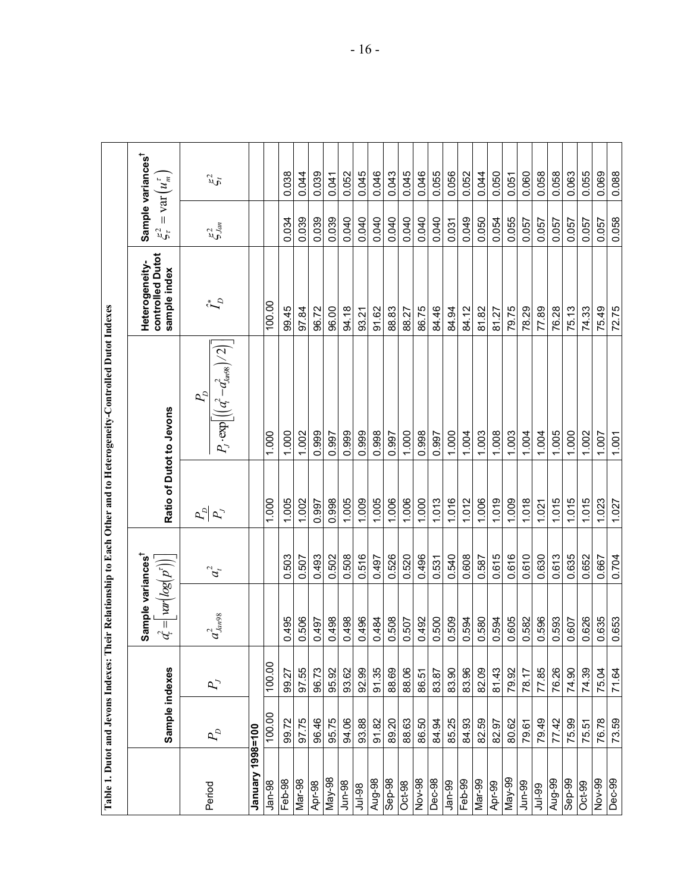**Table 1. Dutot and Jevons Indexes: Their Relationship to Each Other and to Heterogeneity-Controlled Dutot Indexes**

| Period | Sample indexes | | Sample variances[†] $a_\tau^2 = [var(log(p^\tau))]$ | | Ratio of Dutot to Jevons | | Heterogeneity-controlled Dutot sample index | Sample variances[†] $\xi_\tau^2 = var(u_m^\tau)$ | |
|---|---|---|---|---|---|---|---|---|---|
| | $P_D$ | $P_J$ | $a_{Jan98}^2$ | $a_t^2$ | $\frac{P_D}{P_J}$ | $\frac{P_D}{P_J \cdot \exp\left[\left(\left(a_t^2 - a_{Jan98}^2\right)/2\right)\right]}$ | $\hat{I}_D^*$ | $\xi_{Jan}^2$ | $\xi_t^2$ |
| January 1998=100 | | | | | | | | | |
| Jan-98 | 100.00 | 100.00 | | | 1.000 | 1.000 | 100.00 | | |
| Feb-98 | 99.72 | 99.27 | 0.495 | 0.503 | 1.005 | 1.000 | 99.45 | 0.034 | 0.038 |
| Mar-98 | 97.75 | 97.55 | 0.506 | 0.507 | 1.002 | 1.002 | 97.84 | 0.039 | 0.044 |
| Apr-98 | 96.46 | 96.73 | 0.497 | 0.493 | 0.997 | 0.999 | 96.72 | 0.039 | 0.039 |
| May-98 | 95.75 | 95.92 | 0.498 | 0.502 | 0.998 | 0.997 | 96.00 | 0.039 | 0.041 |
| Jun-98 | 94.06 | 93.62 | 0.498 | 0.508 | 1.005 | 0.999 | 94.18 | 0.040 | 0.052 |
| Jul-98 | 93.88 | 92.99 | 0.496 | 0.516 | 1.009 | 0.999 | 93.21 | 0.040 | 0.045 |
| Aug-98 | 91.82 | 91.35 | 0.484 | 0.497 | 1.005 | 0.998 | 91.62 | 0.040 | 0.046 |
| Sep-98 | 89.20 | 88.69 | 0.508 | 0.526 | 1.006 | 0.997 | 88.83 | 0.040 | 0.043 |
| Oct-98 | 88.63 | 88.06 | 0.507 | 0.520 | 1.006 | 1.000 | 88.27 | 0.040 | 0.045 |
| Nov-98 | 86.50 | 86.51 | 0.492 | 0.496 | 1.000 | 0.998 | 86.75 | 0.040 | 0.046 |
| Dec-98 | 84.94 | 83.87 | 0.500 | 0.531 | 1.013 | 0.997 | 84.46 | 0.040 | 0.055 |
| Jan-99 | 85.25 | 83.90 | 0.509 | 0.540 | 1.016 | 1.000 | 84.94 | 0.031 | 0.056 |
| Feb-99 | 84.93 | 83.96 | 0.594 | 0.608 | 1.012 | 1.004 | 84.12 | 0.049 | 0.052 |
| Mar-99 | 82.59 | 82.09 | 0.580 | 0.587 | 1.006 | 1.003 | 81.82 | 0.050 | 0.044 |
| Apr-99 | 82.97 | 81.43 | 0.594 | 0.615 | 1.019 | 1.008 | 81.27 | 0.054 | 0.050 |
| May-99 | 80.62 | 79.92 | 0.605 | 0.616 | 1.009 | 1.003 | 79.75 | 0.055 | 0.051 |
| Jun-99 | 79.61 | 78.17 | 0.582 | 0.610 | 1.018 | 1.004 | 78.29 | 0.057 | 0.060 |
| Jul-99 | 79.49 | 77.85 | 0.596 | 0.630 | 1.021 | 1.004 | 77.89 | 0.057 | 0.058 |
| Aug-99 | 77.42 | 76.26 | 0.593 | 0.613 | 1.015 | 1.005 | 76.28 | 0.057 | 0.058 |
| Sep-99 | 75.99 | 74.90 | 0.607 | 0.635 | 1.015 | 1.000 | 75.13 | 0.057 | 0.063 |
| Oct-99 | 75.51 | 74.39 | 0.626 | 0.652 | 1.015 | 1.002 | 74.33 | 0.057 | 0.055 |
| Nov-99 | 76.78 | 75.04 | 0.635 | 0.667 | 1.023 | 1.007 | 75.49 | 0.057 | 0.069 |
| Dec-99 | 73.59 | 71.64 | 0.653 | 0.704 | 1.027 | 1.001 | 72.75 | 0.058 | 0.088 |